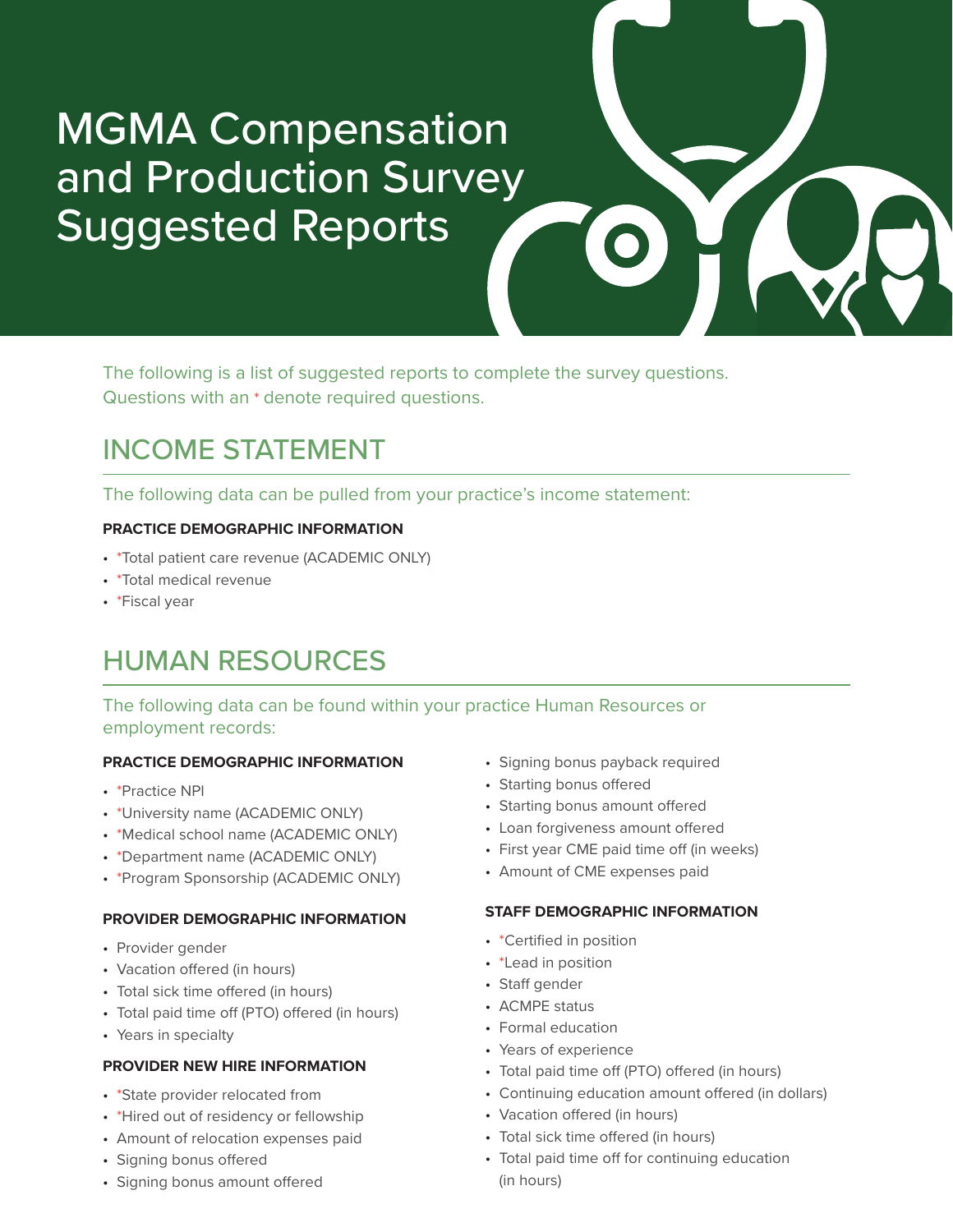# MGMA Compensation and Production Survey Suggested Reports

The following is a list of suggested reports to complete the survey questions. Questions with an * denote required questions.

## INCOME STATEMENT

The following data can be pulled from your practice's income statement:

**PRACTICE DEMOGRAPHIC INFORMATION**

- *Total patient care revenue (ACADEMIC ONLY)
- *Total medical revenue
- *Fiscal year

## HUMAN RESOURCES

The following data can be found within your practice Human Resources or employment records:

**PRACTICE DEMOGRAPHIC INFORMATION**

- *Practice NPI
- *University name (ACADEMIC ONLY)
- *Medical school name (ACADEMIC ONLY)
- *Department name (ACADEMIC ONLY)
- *Program Sponsorship (ACADEMIC ONLY)

**PROVIDER DEMOGRAPHIC INFORMATION**

- Provider gender
- Vacation offered (in hours)
- Total sick time offered (in hours)
- Total paid time off (PTO) offered (in hours)
- Years in specialty

**PROVIDER NEW HIRE INFORMATION**

- *State provider relocated from
- *Hired out of residency or fellowship
- Amount of relocation expenses paid
- Signing bonus offered
- Signing bonus amount offered
- Signing bonus payback required
- Starting bonus offered
- Starting bonus amount offered
- Loan forgiveness amount offered
- First year CME paid time off (in weeks)
- Amount of CME expenses paid

**STAFF DEMOGRAPHIC INFORMATION**

- *Certified in position
- *Lead in position
- Staff gender
- ACMPE status
- Formal education
- Years of experience
- Total paid time off (PTO) offered (in hours)
- Continuing education amount offered (in dollars)
- Vacation offered (in hours)
- Total sick time offered (in hours)
- Total paid time off for continuing education (in hours)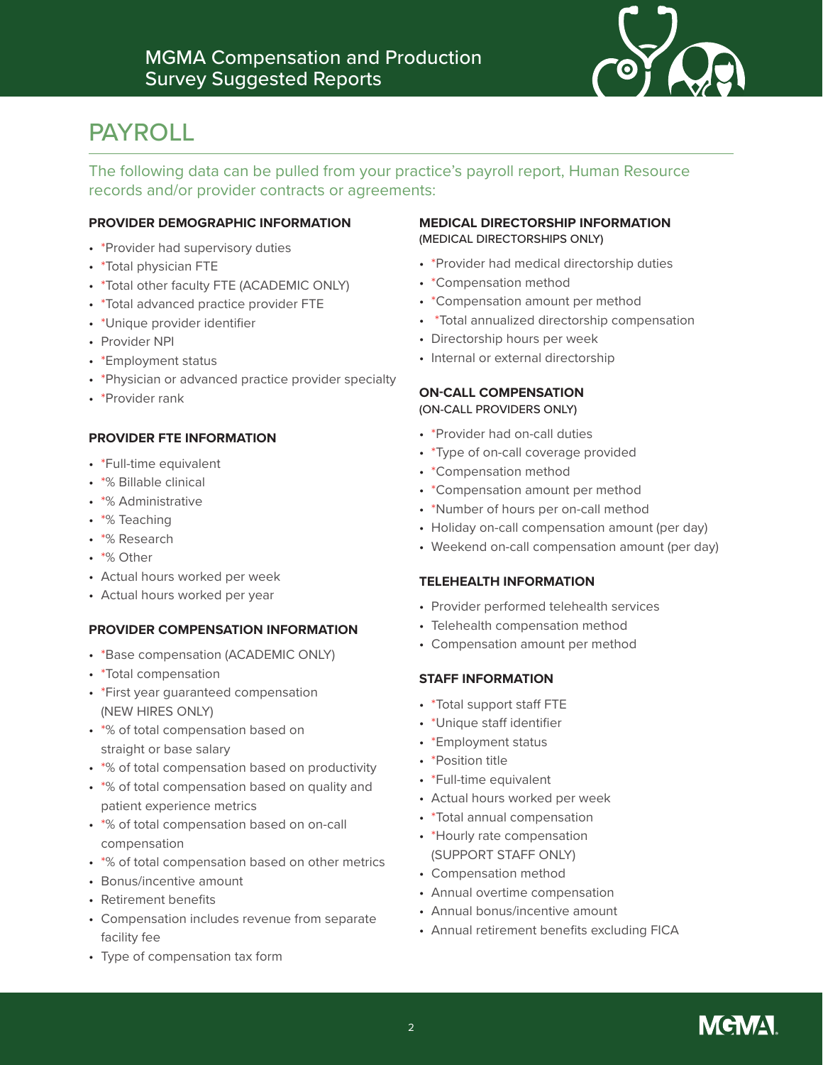# PAYROLL

The following data can be pulled from your practice's payroll report, Human Resource records and/or provider contracts or agreements:

### PROVIDER DEMOGRAPHIC INFORMATION

- *Provider had supervisory duties
- *Total physician FTE
- *Total other faculty FTE (ACADEMIC ONLY)
- *Total advanced practice provider FTE
- *Unique provider identifier
- Provider NPI
- *Employment status
- *Physician or advanced practice provider specialty
- *Provider rank

### PROVIDER FTE INFORMATION

- *Full-time equivalent
- *% Billable clinical
- *% Administrative
- *% Teaching
- *% Research
- *% Other
- Actual hours worked per week
- Actual hours worked per year

### PROVIDER COMPENSATION INFORMATION

- *Base compensation (ACADEMIC ONLY)
- *Total compensation
- *First year guaranteed compensation (NEW HIRES ONLY)
- *% of total compensation based on straight or base salary
- *% of total compensation based on productivity
- *% of total compensation based on quality and patient experience metrics
- *% of total compensation based on on-call compensation
- *% of total compensation based on other metrics
- Bonus/incentive amount
- Retirement benefits
- Compensation includes revenue from separate facility fee
- Type of compensation tax form

### MEDICAL DIRECTORSHIP INFORMATION
(MEDICAL DIRECTORSHIPS ONLY)

- *Provider had medical directorship duties
- *Compensation method
- *Compensation amount per method
- *Total annualized directorship compensation
- Directorship hours per week
- Internal or external directorship

### ON-CALL COMPENSATION
(ON-CALL PROVIDERS ONLY)

- *Provider had on-call duties
- *Type of on-call coverage provided
- *Compensation method
- *Compensation amount per method
- *Number of hours per on-call method
- Holiday on-call compensation amount (per day)
- Weekend on-call compensation amount (per day)

### TELEHEALTH INFORMATION

- Provider performed telehealth services
- Telehealth compensation method
- Compensation amount per method

### STAFF INFORMATION

- *Total support staff FTE
- *Unique staff identifier
- *Employment status
- *Position title
- *Full-time equivalent
- Actual hours worked per week
- *Total annual compensation
- *Hourly rate compensation (SUPPORT STAFF ONLY)
- Compensation method
- Annual overtime compensation
- Annual bonus/incentive amount
- Annual retirement benefits excluding FICA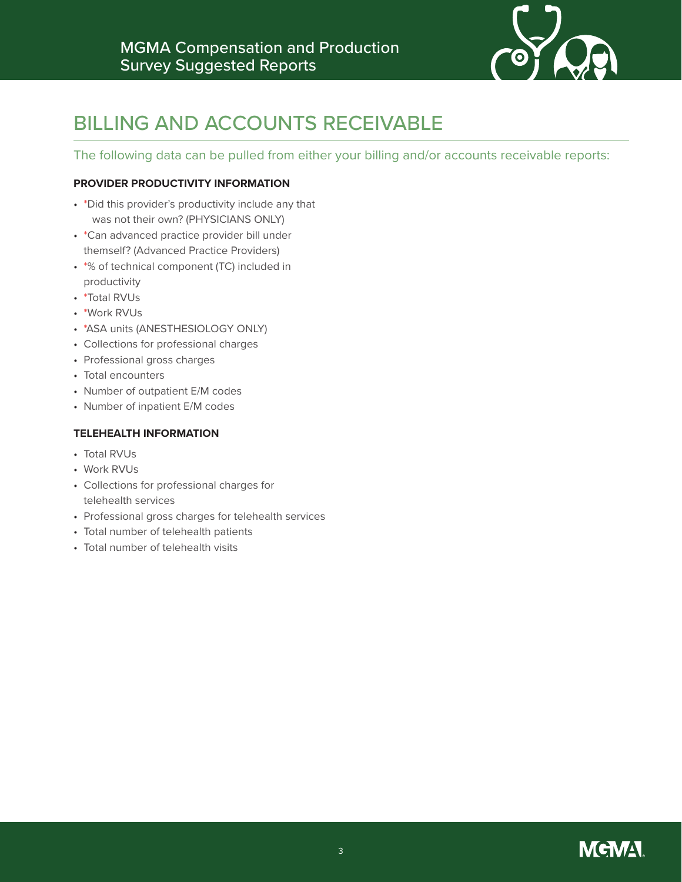# BILLING AND ACCOUNTS RECEIVABLE

The following data can be pulled from either your billing and/or accounts receivable reports:

**PROVIDER PRODUCTIVITY INFORMATION**

- *Did this provider's productivity include any that was not their own? (PHYSICIANS ONLY)
- *Can advanced practice provider bill under themself? (Advanced Practice Providers)
- *% of technical component (TC) included in productivity
- *Total RVUs
- *Work RVUs
- *ASA units (ANESTHESIOLOGY ONLY)
- Collections for professional charges
- Professional gross charges
- Total encounters
- Number of outpatient E/M codes
- Number of inpatient E/M codes

**TELEHEALTH INFORMATION**

- Total RVUs
- Work RVUs
- Collections for professional charges for telehealth services
- Professional gross charges for telehealth services
- Total number of telehealth patients
- Total number of telehealth visits